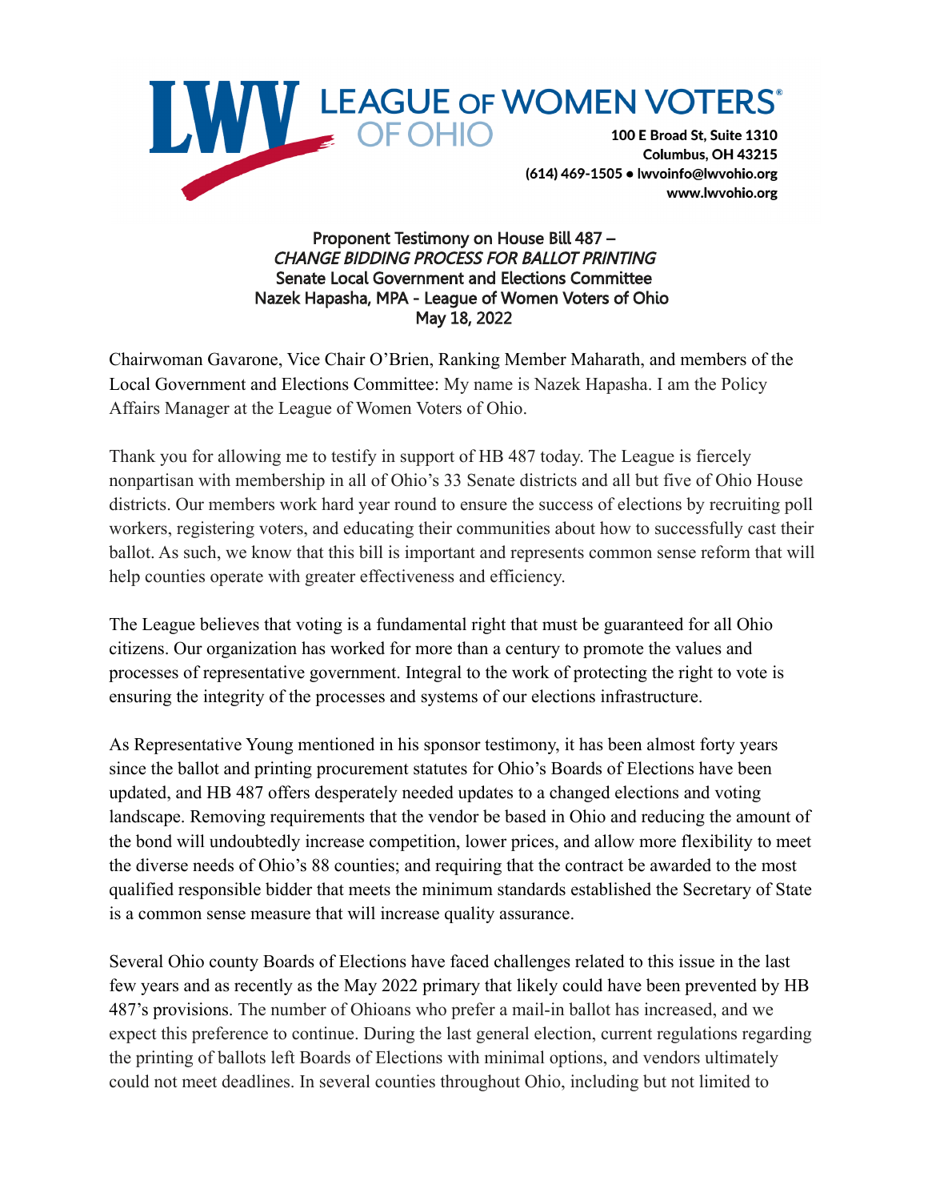LEAGUE OF WOMEN VOTERS OF OHIO

100 E Broad St, Suite 1310
Columbus, OH 43215
(614) 469-1505 • lwvoinfo@lwvohio.org
www.lwvohio.org

**Proponent Testimony on House Bill 487 –**
***CHANGE BIDDING PROCESS FOR BALLOT PRINTING***
**Senate Local Government and Elections Committee**
**Nazek Hapasha, MPA - League of Women Voters of Ohio**
**May 18, 2022**

Chairwoman Gavarone, Vice Chair O'Brien, Ranking Member Maharath, and members of the Local Government and Elections Committee: My name is Nazek Hapasha. I am the Policy Affairs Manager at the League of Women Voters of Ohio.

Thank you for allowing me to testify in support of HB 487 today. The League is fiercely nonpartisan with membership in all of Ohio's 33 Senate districts and all but five of Ohio House districts. Our members work hard year round to ensure the success of elections by recruiting poll workers, registering voters, and educating their communities about how to successfully cast their ballot. As such, we know that this bill is important and represents common sense reform that will help counties operate with greater effectiveness and efficiency.

The League believes that voting is a fundamental right that must be guaranteed for all Ohio citizens. Our organization has worked for more than a century to promote the values and processes of representative government. Integral to the work of protecting the right to vote is ensuring the integrity of the processes and systems of our elections infrastructure.

As Representative Young mentioned in his sponsor testimony, it has been almost forty years since the ballot and printing procurement statutes for Ohio's Boards of Elections have been updated, and HB 487 offers desperately needed updates to a changed elections and voting landscape. Removing requirements that the vendor be based in Ohio and reducing the amount of the bond will undoubtedly increase competition, lower prices, and allow more flexibility to meet the diverse needs of Ohio's 88 counties; and requiring that the contract be awarded to the most qualified responsible bidder that meets the minimum standards established the Secretary of State is a common sense measure that will increase quality assurance.

Several Ohio county Boards of Elections have faced challenges related to this issue in the last few years and as recently as the May 2022 primary that likely could have been prevented by HB 487's provisions. The number of Ohioans who prefer a mail-in ballot has increased, and we expect this preference to continue. During the last general election, current regulations regarding the printing of ballots left Boards of Elections with minimal options, and vendors ultimately could not meet deadlines. In several counties throughout Ohio, including but not limited to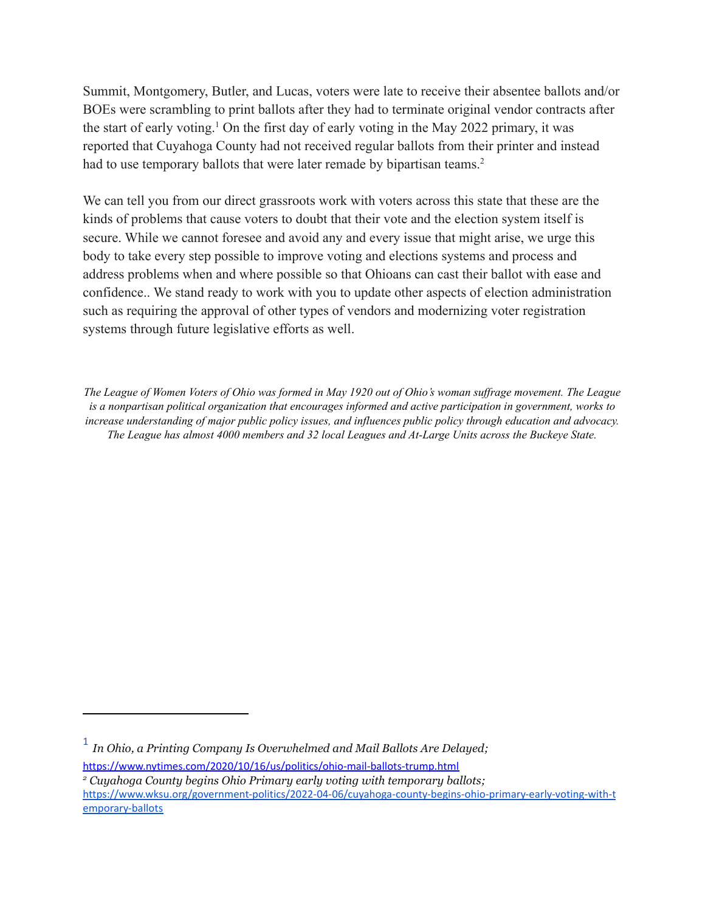Summit, Montgomery, Butler, and Lucas, voters were late to receive their absentee ballots and/or BOEs were scrambling to print ballots after they had to terminate original vendor contracts after the start of early voting.[1] On the first day of early voting in the May 2022 primary, it was reported that Cuyahoga County had not received regular ballots from their printer and instead had to use temporary ballots that were later remade by bipartisan teams.[2]

We can tell you from our direct grassroots work with voters across this state that these are the kinds of problems that cause voters to doubt that their vote and the election system itself is secure. While we cannot foresee and avoid any and every issue that might arise, we urge this body to take every step possible to improve voting and elections systems and process and address problems when and where possible so that Ohioans can cast their ballot with ease and confidence.. We stand ready to work with you to update other aspects of election administration such as requiring the approval of other types of vendors and modernizing voter registration systems through future legislative efforts as well.

*The League of Women Voters of Ohio was formed in May 1920 out of Ohio's woman suffrage movement. The League is a nonpartisan political organization that encourages informed and active participation in government, works to increase understanding of major public policy issues, and influences public policy through education and advocacy. The League has almost 4000 members and 32 local Leagues and At-Large Units across the Buckeye State.*

---

[1] *In Ohio, a Printing Company Is Overwhelmed and Mail Ballots Are Delayed;* https://www.nytimes.com/2020/10/16/us/politics/ohio-mail-ballots-trump.html

[2] *Cuyahoga County begins Ohio Primary early voting with temporary ballots;* https://www.wksu.org/government-politics/2022-04-06/cuyahoga-county-begins-ohio-primary-early-voting-with-temporary-ballots